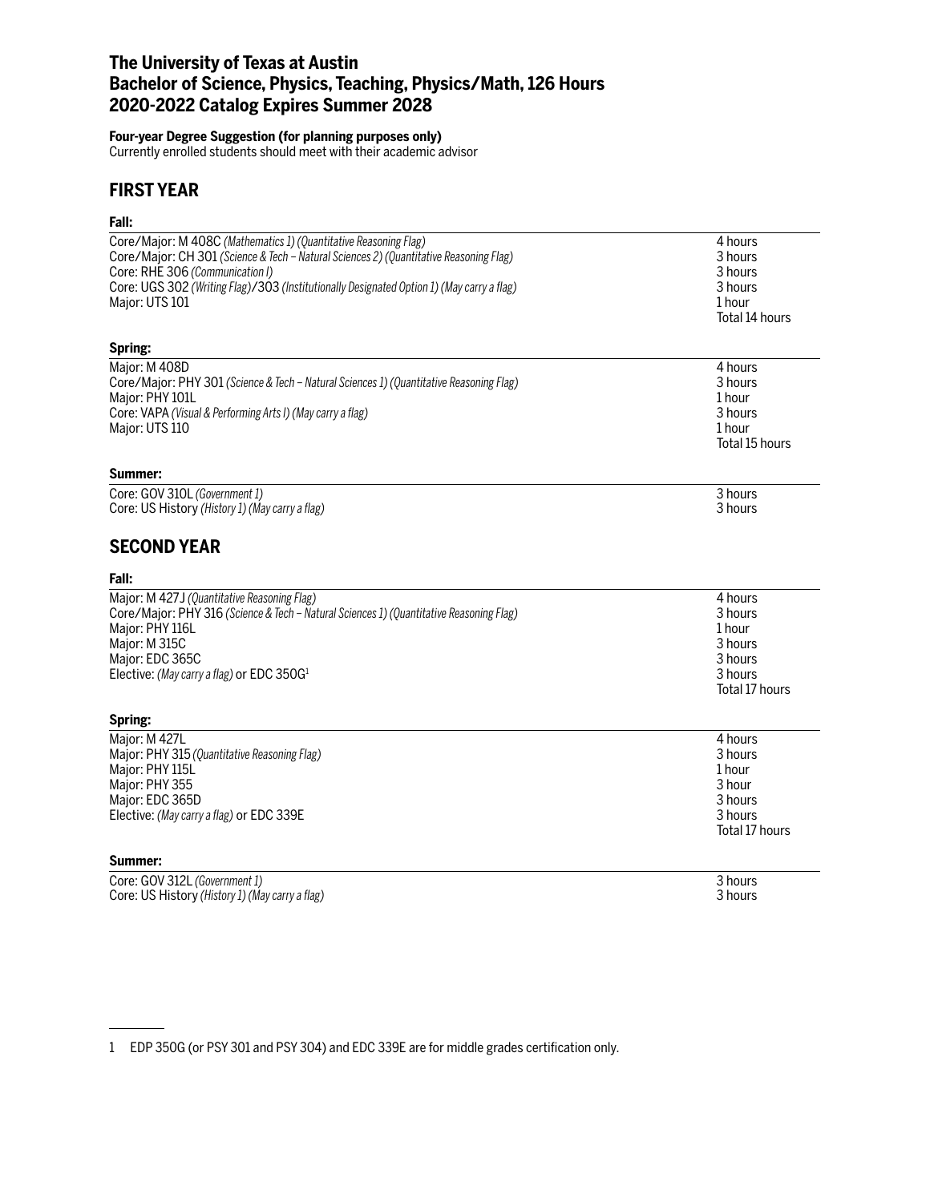# The University of Texas at Austin
# Bachelor of Science, Physics, Teaching, Physics/Math, 126 Hours
# 2020-2022 Catalog Expires Summer 2028

**Four-year Degree Suggestion (for planning purposes only)**
Currently enrolled students should meet with their academic advisor

## FIRST YEAR

**Fall:**

| | |
|---|---|
| Core/Major: M 408C *(Mathematics 1) (Quantitative Reasoning Flag)* | 4 hours |
| Core/Major: CH 301 *(Science & Tech – Natural Sciences 2) (Quantitative Reasoning Flag)* | 3 hours |
| Core: RHE 306 *(Communication I)* | 3 hours |
| Core: UGS 302 *(Writing Flag)*/303 *(Institutionally Designated Option 1) (May carry a flag)* | 3 hours |
| Major: UTS 101 | 1 hour |
| | Total 14 hours |

**Spring:**

| | |
|---|---|
| Major: M 408D | 4 hours |
| Core/Major: PHY 301 *(Science & Tech – Natural Sciences 1) (Quantitative Reasoning Flag)* | 3 hours |
| Major: PHY 101L | 1 hour |
| Core: VAPA *(Visual & Performing Arts I) (May carry a flag)* | 3 hours |
| Major: UTS 110 | 1 hour |
| | Total 15 hours |

**Summer:**

| | |
|---|---|
| Core: GOV 310L *(Government 1)* | 3 hours |
| Core: US History *(History 1) (May carry a flag)* | 3 hours |

## SECOND YEAR

**Fall:**

| | |
|---|---|
| Major: M 427J *(Quantitative Reasoning Flag)* | 4 hours |
| Core/Major: PHY 316 *(Science & Tech – Natural Sciences 1) (Quantitative Reasoning Flag)* | 3 hours |
| Major: PHY 116L | 1 hour |
| Major: M 315C | 3 hours |
| Major: EDC 365C | 3 hours |
| Elective: *(May carry a flag)* or EDC 350G[1] | 3 hours |
| | Total 17 hours |

**Spring:**

| | |
|---|---|
| Major: M 427L | 4 hours |
| Major: PHY 315 *(Quantitative Reasoning Flag)* | 3 hours |
| Major: PHY 115L | 1 hour |
| Major: PHY 355 | 3 hour |
| Major: EDC 365D | 3 hours |
| Elective: *(May carry a flag)* or EDC 339E | 3 hours |
| | Total 17 hours |

**Summer:**

| | |
|---|---|
| Core: GOV 312L *(Government 1)* | 3 hours |
| Core: US History *(History 1) (May carry a flag)* | 3 hours |

---

1 EDP 350G (or PSY 301 and PSY 304) and EDC 339E are for middle grades certification only.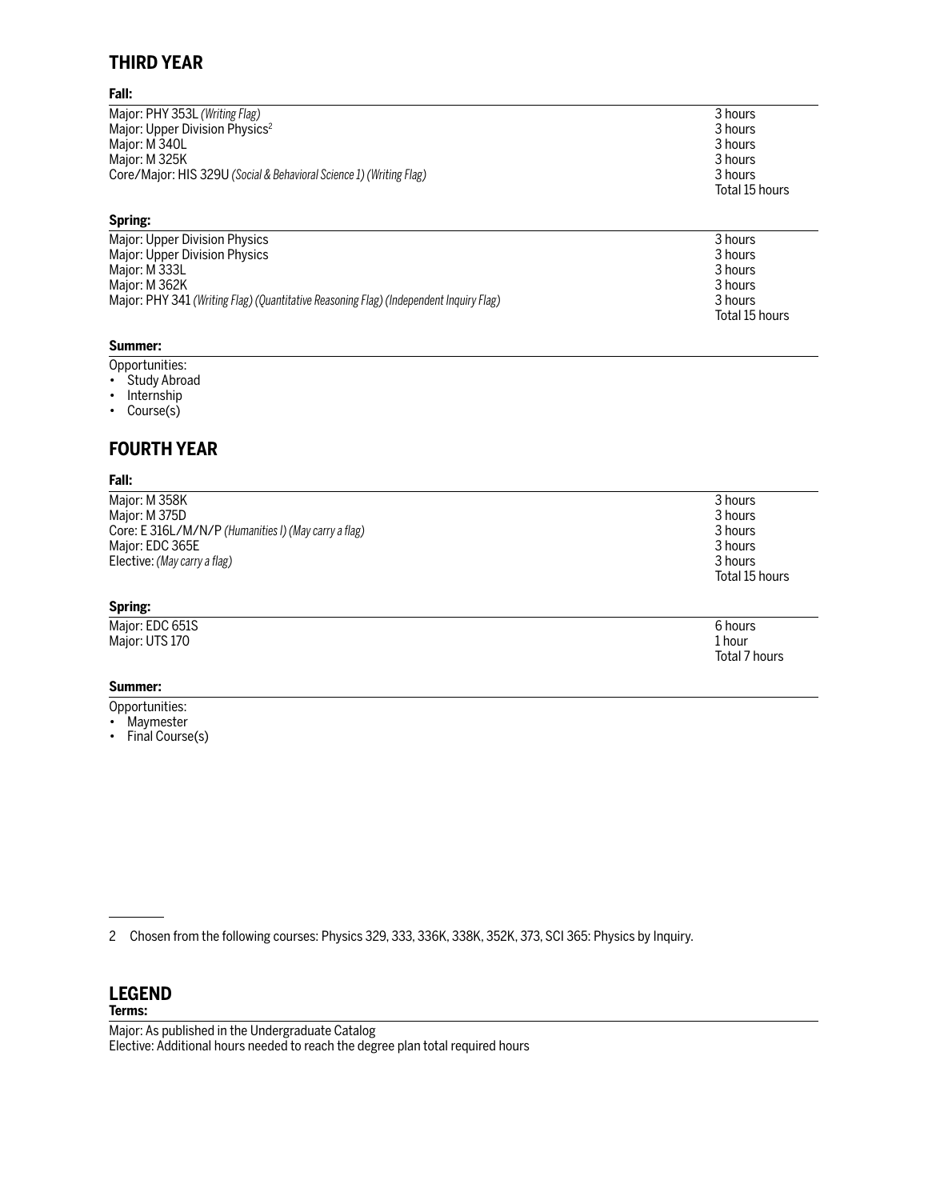## THIRD YEAR

**Fall:**

| | |
|---|---|
| Major: PHY 353L *(Writing Flag)* | 3 hours |
| Major: Upper Division Physics[2] | 3 hours |
| Major: M 340L | 3 hours |
| Major: M 325K | 3 hours |
| Core/Major: HIS 329U *(Social & Behavioral Science 1) (Writing Flag)* | 3 hours |
| | Total 15 hours |

**Spring:**

| | |
|---|---|
| Major: Upper Division Physics | 3 hours |
| Major: Upper Division Physics | 3 hours |
| Major: M 333L | 3 hours |
| Major: M 362K | 3 hours |
| Major: PHY 341 *(Writing Flag) (Quantitative Reasoning Flag) (Independent Inquiry Flag)* | 3 hours |
| | Total 15 hours |

**Summer:**

Opportunities:

- Study Abroad
- Internship
- Course(s)

## FOURTH YEAR

**Fall:**

| | |
|---|---|
| Major: M 358K | 3 hours |
| Major: M 375D | 3 hours |
| Core: E 316L/M/N/P *(Humanities I) (May carry a flag)* | 3 hours |
| Major: EDC 365E | 3 hours |
| Elective: *(May carry a flag)* | 3 hours |
| | Total 15 hours |

**Spring:**

| | |
|---|---|
| Major: EDC 651S | 6 hours |
| Major: UTS 170 | 1 hour |
| | Total 7 hours |

**Summer:**

Opportunities:

- Maymester
- Final Course(s)

---

2 Chosen from the following courses: Physics 329, 333, 336K, 338K, 352K, 373, SCI 365: Physics by Inquiry.

## LEGEND

**Terms:**

Major: As published in the Undergraduate Catalog
Elective: Additional hours needed to reach the degree plan total required hours